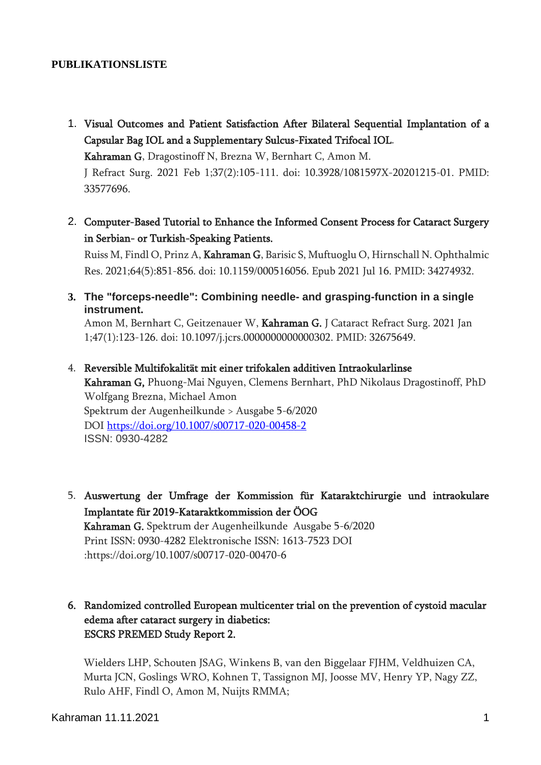**PUBLIKATIONSLISTE**

1. **Visual Outcomes and Patient Satisfaction After Bilateral Sequential Implantation of a Capsular Bag IOL and a Supplementary Sulcus-Fixated Trifocal IOL.**
   **Kahraman G**, Dragostinoff N, Brezna W, Bernhart C, Amon M.
   J Refract Surg. 2021 Feb 1;37(2):105-111. doi: 10.3928/1081597X-20201215-01. PMID: 33577696.

2. **Computer-Based Tutorial to Enhance the Informed Consent Process for Cataract Surgery in Serbian- or Turkish-Speaking Patients.**
   Ruiss M, Findl O, Prinz A, **Kahraman G**, Barisic S, Muftuoglu O, Hirnschall N. Ophthalmic Res. 2021;64(5):851-856. doi: 10.1159/000516056. Epub 2021 Jul 16. PMID: 34274932.

3. **The "forceps-needle": Combining needle- and grasping-function in a single instrument.**
   Amon M, Bernhart C, Geitzenauer W, **Kahraman G.** J Cataract Refract Surg. 2021 Jan 1;47(1):123-126. doi: 10.1097/j.jcrs.0000000000000302. PMID: 32675649.

4. **Reversible Multifokalität mit einer trifokalen additiven Intraokularlinse**
   **Kahraman G,** Phuong-Mai Nguyen, Clemens Bernhart, PhD Nikolaus Dragostinoff, PhD Wolfgang Brezna, Michael Amon
   Spektrum der Augenheilkunde > Ausgabe 5-6/2020
   DOI https://doi.org/10.1007/s00717-020-00458-2
   ISSN: 0930-4282

5. **Auswertung der Umfrage der Kommission für Kataraktchirurgie und intraokulare Implantate für 2019-Kataraktkommission der ÖOG**
   **Kahraman G.** Spektrum der Augenheilkunde Ausgabe 5-6/2020
   Print ISSN: 0930-4282 Elektronische ISSN: 1613-7523 DOI :https://doi.org/10.1007/s00717-020-00470-6

6. **Randomized controlled European multicenter trial on the prevention of cystoid macular edema after cataract surgery in diabetics: ESCRS PREMED Study Report 2.**

   Wielders LHP, Schouten JSAG, Winkens B, van den Biggelaar FJHM, Veldhuizen CA, Murta JCN, Goslings WRO, Kohnen T, Tassignon MJ, Joosse MV, Henry YP, Nagy ZZ, Rulo AHF, Findl O, Amon M, Nuijts RMMA;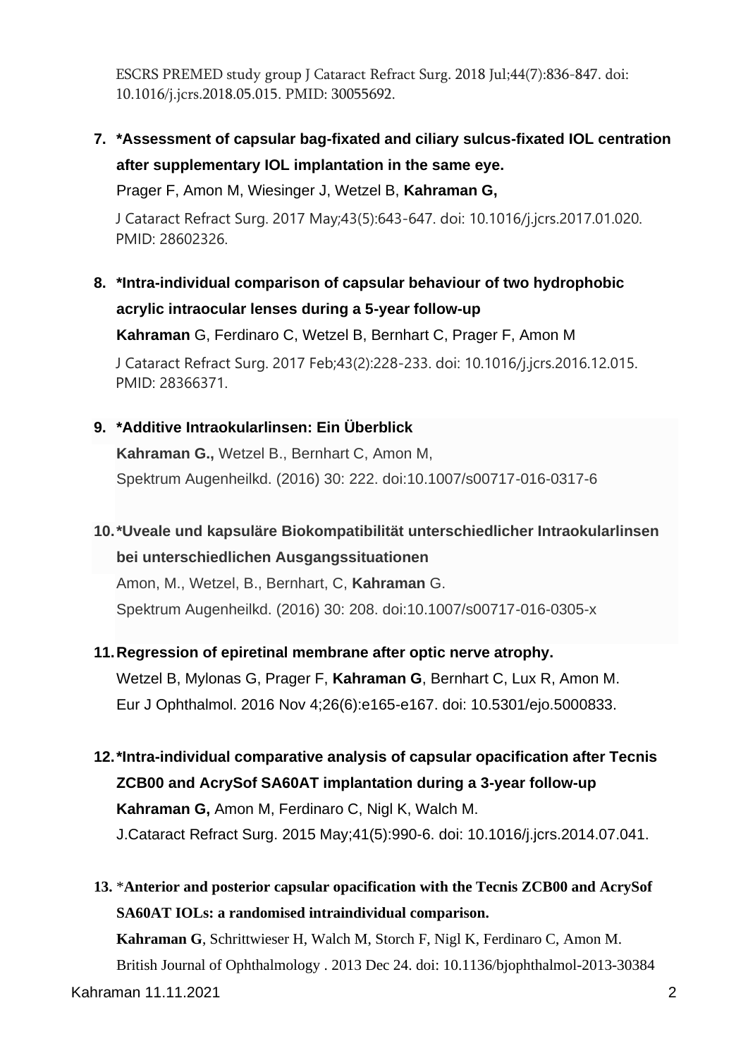ESCRS PREMED study group J Cataract Refract Surg. 2018 Jul;44(7):836-847. doi: 10.1016/j.jcrs.2018.05.015. PMID: 30055692.

7. ***Assessment of capsular bag-fixated and ciliary sulcus-fixated IOL centration after supplementary IOL implantation in the same eye.**
   Prager F, Amon M, Wiesinger J, Wetzel B, **Kahraman G,**
   J Cataract Refract Surg. 2017 May;43(5):643-647. doi: 10.1016/j.jcrs.2017.01.020. PMID: 28602326.

8. ***Intra-individual comparison of capsular behaviour of two hydrophobic acrylic intraocular lenses during a 5-year follow-up**
   **Kahraman** G, Ferdinaro C, Wetzel B, Bernhart C, Prager F, Amon M
   J Cataract Refract Surg. 2017 Feb;43(2):228-233. doi: 10.1016/j.jcrs.2016.12.015. PMID: 28366371.

9. ***Additive Intraokularlinsen: Ein Überblick**
   **Kahraman G.,** Wetzel B., Bernhart C, Amon M,
   Spektrum Augenheilkd. (2016) 30: 222. doi:10.1007/s00717-016-0317-6

10. ***Uveale und kapsuläre Biokompatibilität unterschiedlicher Intraokularlinsen bei unterschiedlichen Ausgangssituationen**
    Amon, M., Wetzel, B., Bernhart, C, **Kahraman** G.
    Spektrum Augenheilkd. (2016) 30: 208. doi:10.1007/s00717-016-0305-x

11. **Regression of epiretinal membrane after optic nerve atrophy.**
    Wetzel B, Mylonas G, Prager F, **Kahraman G**, Bernhart C, Lux R, Amon M.
    Eur J Ophthalmol. 2016 Nov 4;26(6):e165-e167. doi: 10.5301/ejo.5000833.

12. ***Intra-individual comparative analysis of capsular opacification after Tecnis ZCB00 and AcrySof SA60AT implantation during a 3-year follow-up**
    **Kahraman G,** Amon M, Ferdinaro C, Nigl K, Walch M.
    J.Cataract Refract Surg. 2015 May;41(5):990-6. doi: 10.1016/j.jcrs.2014.07.041.

13. ***Anterior and posterior capsular opacification with the Tecnis ZCB00 and AcrySof SA60AT IOLs: a randomised intraindividual comparison.**
    **Kahraman G**, Schrittwieser H, Walch M, Storch F, Nigl K, Ferdinaro C, Amon M.
    British Journal of Ophthalmology . 2013 Dec 24. doi: 10.1136/bjophthalmol-2013-30384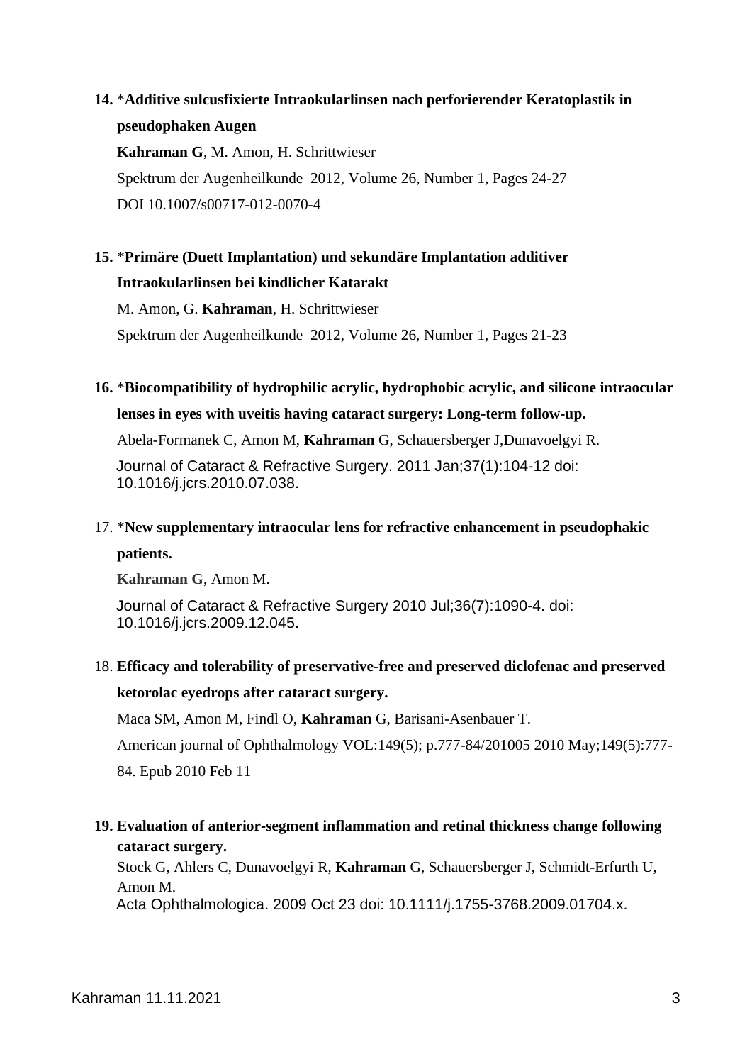14. *__Additive sulcusfixierte Intraokularlinsen nach perforierender Keratoplastik in pseudophaken Augen__
    **Kahraman G**, M. Amon, H. Schrittwieser
    Spektrum der Augenheilkunde 2012, Volume 26, Number 1, Pages 24-27
    DOI 10.1007/s00717-012-0070-4

15. *__Primäre (Duett Implantation) und sekundäre Implantation additiver Intraokularlinsen bei kindlicher Katarakt__
    M. Amon, G. **Kahraman**, H. Schrittwieser
    Spektrum der Augenheilkunde 2012, Volume 26, Number 1, Pages 21-23

16. *__Biocompatibility of hydrophilic acrylic, hydrophobic acrylic, and silicone intraocular lenses in eyes with uveitis having cataract surgery: Long-term follow-up.__
    Abela-Formanek C, Amon M, **Kahraman** G, Schauersberger J,Dunavoelgyi R.
    Journal of Cataract & Refractive Surgery. 2011 Jan;37(1):104-12 doi: 10.1016/j.jcrs.2010.07.038.

17. *__New supplementary intraocular lens for refractive enhancement in pseudophakic patients.__
    **Kahraman G**, Amon M.
    Journal of Cataract & Refractive Surgery 2010 Jul;36(7):1090-4. doi: 10.1016/j.jcrs.2009.12.045.

18. **Efficacy and tolerability of preservative-free and preserved diclofenac and preserved ketorolac eyedrops after cataract surgery.**
    Maca SM, Amon M, Findl O, **Kahraman** G, Barisani-Asenbauer T.
    American journal of Ophthalmology VOL:149(5); p.777-84/201005 2010 May;149(5):777-84. Epub 2010 Feb 11

19. **Evaluation of anterior-segment inflammation and retinal thickness change following cataract surgery.**
    Stock G, Ahlers C, Dunavoelgyi R, **Kahraman** G, Schauersberger J, Schmidt-Erfurth U, Amon M.
    Acta Ophthalmologica. 2009 Oct 23 doi: 10.1111/j.1755-3768.2009.01704.x.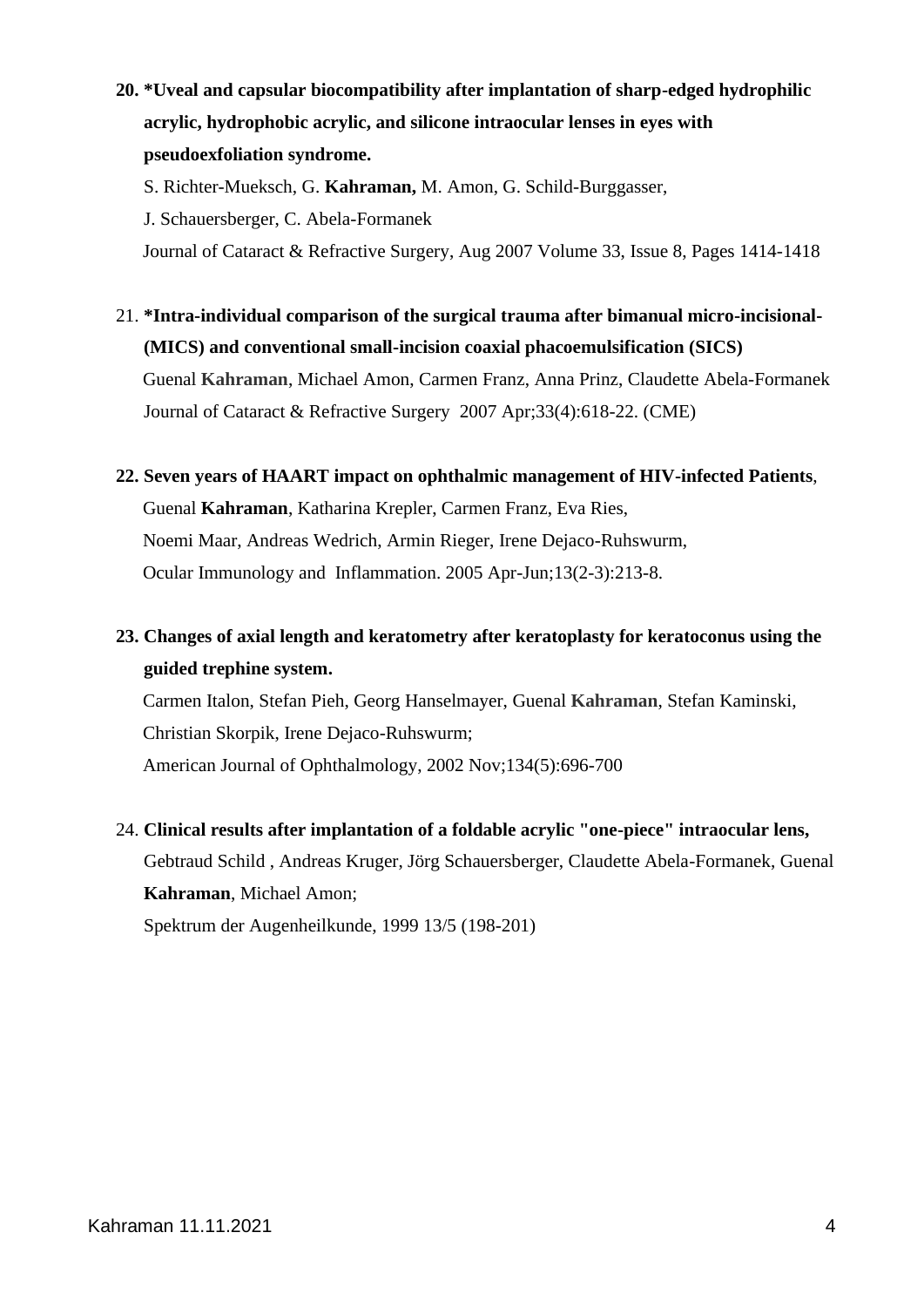20. **\*Uveal and capsular biocompatibility after implantation of sharp-edged hydrophilic acrylic, hydrophobic acrylic, and silicone intraocular lenses in eyes with pseudoexfoliation syndrome.**
    S. Richter-Mueksch, G. **Kahraman,** M. Amon, G. Schild-Burggasser,
    J. Schauersberger, C. Abela-Formanek
    Journal of Cataract & Refractive Surgery, Aug 2007 Volume 33, Issue 8, Pages 1414-1418

21. **\*Intra-individual comparison of the surgical trauma after bimanual micro-incisional- (MICS) and conventional small-incision coaxial phacoemulsification (SICS)**
    Guenal **Kahraman**, Michael Amon, Carmen Franz, Anna Prinz, Claudette Abela-Formanek
    Journal of Cataract & Refractive Surgery 2007 Apr;33(4):618-22. (CME)

22. **Seven years of HAART impact on ophthalmic management of HIV-infected Patients**,
    Guenal **Kahraman**, Katharina Krepler, Carmen Franz, Eva Ries,
    Noemi Maar, Andreas Wedrich, Armin Rieger, Irene Dejaco-Ruhswurm,
    Ocular Immunology and Inflammation. 2005 Apr-Jun;13(2-3):213-8.

23. **Changes of axial length and keratometry after keratoplasty for keratoconus using the guided trephine system.**
    Carmen Italon, Stefan Pieh, Georg Hanselmayer, Guenal **Kahraman**, Stefan Kaminski,
    Christian Skorpik, Irene Dejaco-Ruhswurm;
    American Journal of Ophthalmology, 2002 Nov;134(5):696-700

24. **Clinical results after implantation of a foldable acrylic "one-piece" intraocular lens,**
    Gebtraud Schild , Andreas Kruger, Jörg Schauersberger, Claudette Abela-Formanek, Guenal **Kahraman**, Michael Amon;
    Spektrum der Augenheilkunde, 1999 13/5 (198-201)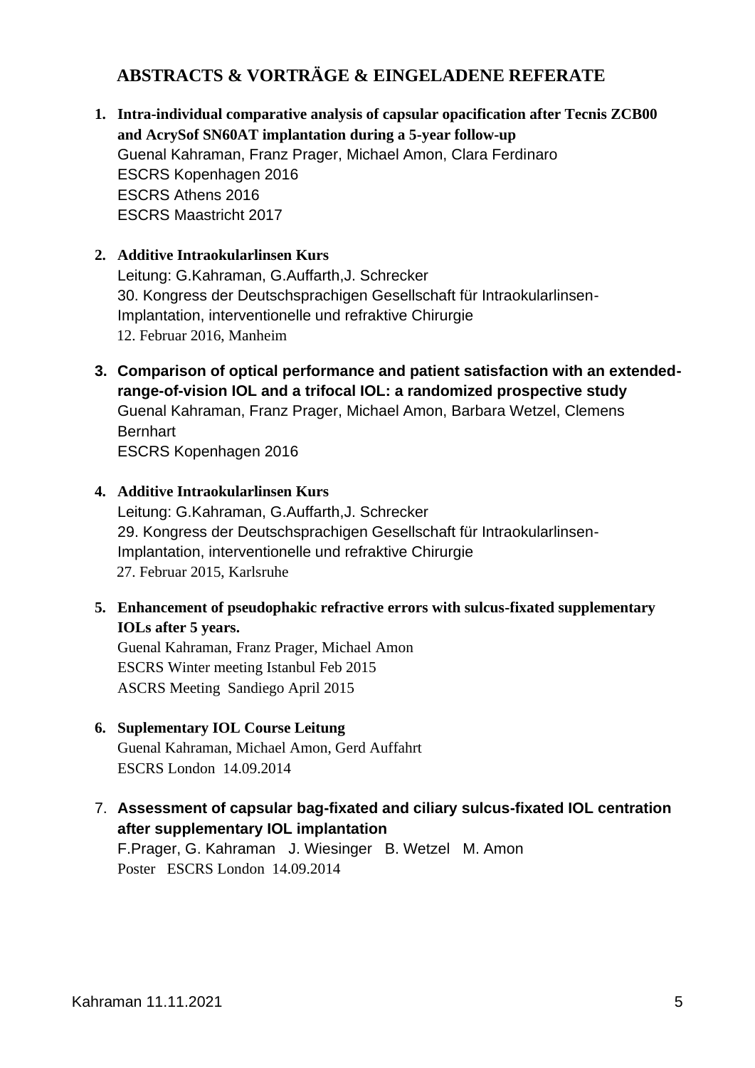## ABSTRACTS & VORTRÄGE & EINGELADENE REFERATE

1. **Intra-individual comparative analysis of capsular opacification after Tecnis ZCB00 and AcrySof SN60AT implantation during a 5-year follow-up**
   Guenal Kahraman, Franz Prager, Michael Amon, Clara Ferdinaro
   ESCRS Kopenhagen 2016
   ESCRS Athens 2016
   ESCRS Maastricht 2017

2. **Additive Intraokularlinsen Kurs**
   Leitung: G.Kahraman, G.Auffarth,J. Schrecker
   30. Kongress der Deutschsprachigen Gesellschaft für Intraokularlinsen-Implantation, interventionelle und refraktive Chirurgie
   12. Februar 2016, Manheim

3. **Comparison of optical performance and patient satisfaction with an extended-range-of-vision IOL and a trifocal IOL: a randomized prospective study**
   Guenal Kahraman, Franz Prager, Michael Amon, Barbara Wetzel, Clemens Bernhart
   ESCRS Kopenhagen 2016

4. **Additive Intraokularlinsen Kurs**
   Leitung: G.Kahraman, G.Auffarth,J. Schrecker
   29. Kongress der Deutschsprachigen Gesellschaft für Intraokularlinsen-Implantation, interventionelle und refraktive Chirurgie
   27. Februar 2015, Karlsruhe

5. **Enhancement of pseudophakic refractive errors with sulcus-fixated supplementary IOLs after 5 years.**
   Guenal Kahraman, Franz Prager, Michael Amon
   ESCRS Winter meeting Istanbul Feb 2015
   ASCRS Meeting Sandiego April 2015

6. **Suplementary IOL Course Leitung**
   Guenal Kahraman, Michael Amon, Gerd Auffahrt
   ESCRS London 14.09.2014

7. **Assessment of capsular bag-fixated and ciliary sulcus-fixated IOL centration after supplementary IOL implantation**
   F.Prager, G. Kahraman J. Wiesinger B. Wetzel M. Amon
   Poster ESCRS London 14.09.2014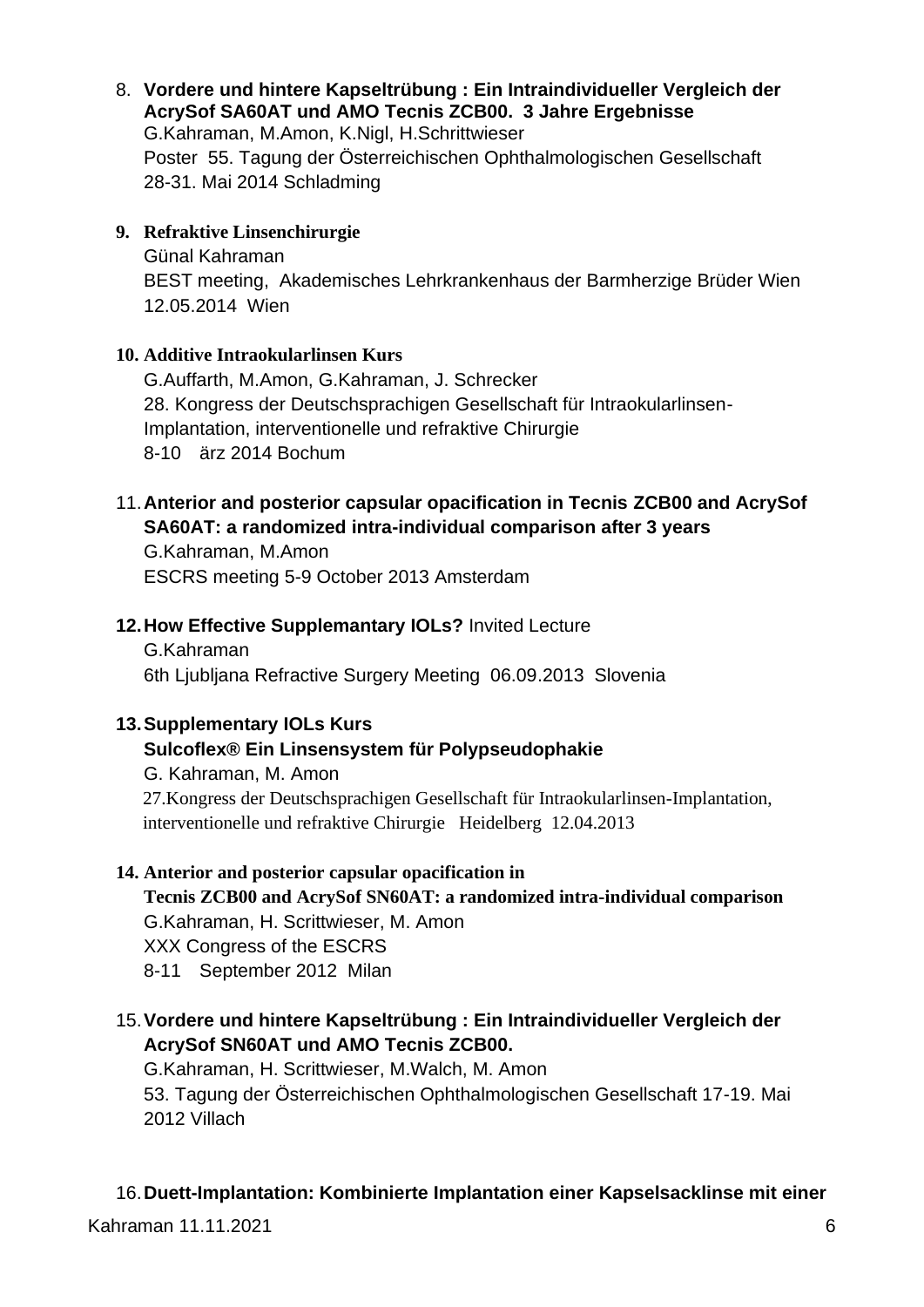8. **Vordere und hintere Kapseltrübung : Ein Intraindividueller Vergleich der AcrySof SA60AT und AMO Tecnis ZCB00. 3 Jahre Ergebnisse**
   G.Kahraman, M.Amon, K.Nigl, H.Schrittwieser
   Poster 55. Tagung der Österreichischen Ophthalmologischen Gesellschaft
   28-31. Mai 2014 Schladming

9. **Refraktive Linsenchirurgie**
   Günal Kahraman
   BEST meeting, Akademisches Lehrkrankenhaus der Barmherzige Brüder Wien
   12.05.2014 Wien

10. **Additive Intraokularlinsen Kurs**
    G.Auffarth, M.Amon, G.Kahraman, J. Schrecker
    28. Kongress der Deutschsprachigen Gesellschaft für Intraokularlinsen-Implantation, interventionelle und refraktive Chirurgie
    8-10 ärz 2014 Bochum

11. **Anterior and posterior capsular opacification in Tecnis ZCB00 and AcrySof SA60AT: a randomized intra-individual comparison after 3 years**
    G.Kahraman, M.Amon
    ESCRS meeting 5-9 October 2013 Amsterdam

12. **How Effective Supplemantary IOLs?** Invited Lecture
    G.Kahraman
    6th Ljubljana Refractive Surgery Meeting 06.09.2013 Slovenia

13. **Supplementary IOLs Kurs**
    **Sulcoflex® Ein Linsensystem für Polypseudophakie**
    G. Kahraman, M. Amon
    27.Kongress der Deutschsprachigen Gesellschaft für Intraokularlinsen-Implantation, interventionelle und refraktive Chirurgie Heidelberg 12.04.2013

14. **Anterior and posterior capsular opacification in Tecnis ZCB00 and AcrySof SN60AT: a randomized intra-individual comparison**
    G.Kahraman, H. Scrittwieser, M. Amon
    XXX Congress of the ESCRS
    8-11 September 2012 Milan

15. **Vordere und hintere Kapseltrübung : Ein Intraindividueller Vergleich der AcrySof SN60AT und AMO Tecnis ZCB00.**
    G.Kahraman, H. Scrittwieser, M.Walch, M. Amon
    53. Tagung der Österreichischen Ophthalmologischen Gesellschaft 17-19. Mai 2012 Villach

16. **Duett-Implantation: Kombinierte Implantation einer Kapselsacklinse mit einer**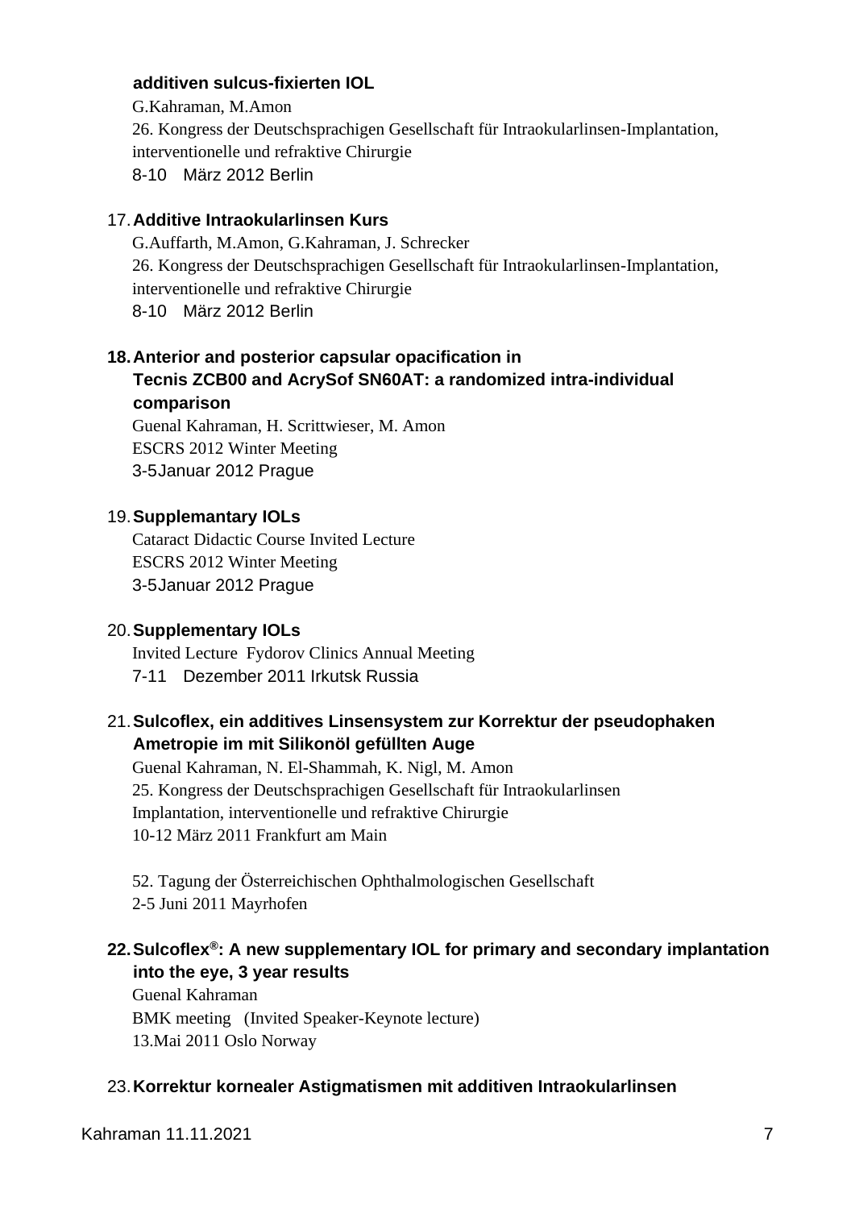**additiven sulcus-fixierten IOL**
G.Kahraman, M.Amon
26. Kongress der Deutschsprachigen Gesellschaft für Intraokularlinsen-Implantation, interventionelle und refraktive Chirurgie
8-10 März 2012 Berlin

17. **Additive Intraokularlinsen Kurs**
G.Auffarth, M.Amon, G.Kahraman, J. Schrecker
26. Kongress der Deutschsprachigen Gesellschaft für Intraokularlinsen-Implantation, interventionelle und refraktive Chirurgie
8-10 März 2012 Berlin

18. **Anterior and posterior capsular opacification in Tecnis ZCB00 and AcrySof SN60AT: a randomized intra-individual comparison**
Guenal Kahraman, H. Scrittwieser, M. Amon
ESCRS 2012 Winter Meeting
3-5Januar 2012 Prague

19. **Supplemantary IOLs**
Cataract Didactic Course Invited Lecture
ESCRS 2012 Winter Meeting
3-5Januar 2012 Prague

20. **Supplementary IOLs**
Invited Lecture Fydorov Clinics Annual Meeting
7-11 Dezember 2011 Irkutsk Russia

21. **Sulcoflex, ein additives Linsensystem zur Korrektur der pseudophaken Ametropie im mit Silikonöl gefüllten Auge**
Guenal Kahraman, N. El-Shammah, K. Nigl, M. Amon
25. Kongress der Deutschsprachigen Gesellschaft für Intraokularlinsen Implantation, interventionelle und refraktive Chirurgie
10-12 März 2011 Frankfurt am Main

52. Tagung der Österreichischen Ophthalmologischen Gesellschaft
2-5 Juni 2011 Mayrhofen

22. **Sulcoflex®: A new supplementary IOL for primary and secondary implantation into the eye, 3 year results**
Guenal Kahraman
BMK meeting (Invited Speaker-Keynote lecture)
13.Mai 2011 Oslo Norway

23. **Korrektur kornealer Astigmatismen mit additiven Intraokularlinsen**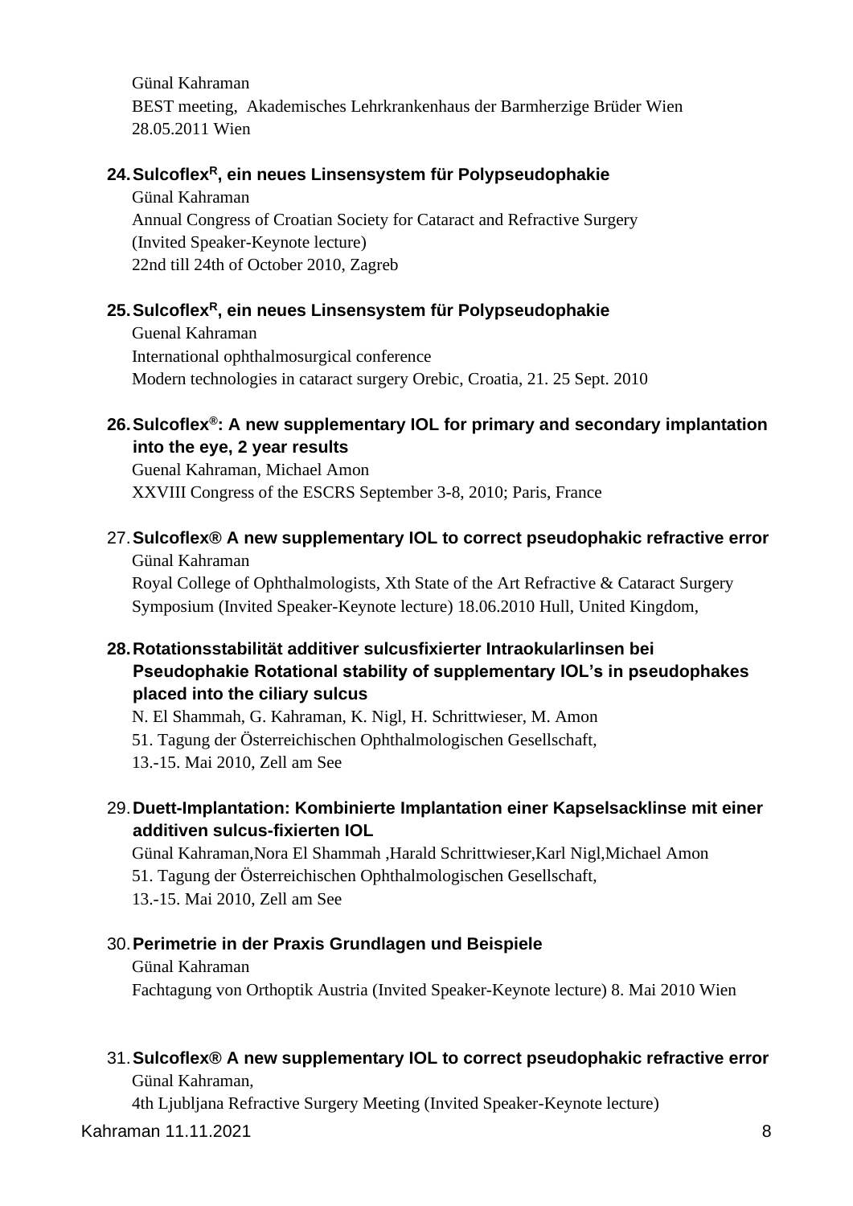Günal Kahraman
BEST meeting, Akademisches Lehrkrankenhaus der Barmherzige Brüder Wien
28.05.2011 Wien

24. **Sulcoflex$^R$, ein neues Linsensystem für Polypseudophakie**
Günal Kahraman
Annual Congress of Croatian Society for Cataract and Refractive Surgery
(Invited Speaker-Keynote lecture)
22nd till 24th of October 2010, Zagreb

25. **Sulcoflex$^R$, ein neues Linsensystem für Polypseudophakie**
Guenal Kahraman
International ophthalmosurgical conference
Modern technologies in cataract surgery Orebic, Croatia, 21. 25 Sept. 2010

26. **Sulcoflex®: A new supplementary IOL for primary and secondary implantation into the eye, 2 year results**
Guenal Kahraman, Michael Amon
XXVIII Congress of the ESCRS September 3-8, 2010; Paris, France

27. **Sulcoflex® A new supplementary IOL to correct pseudophakic refractive error**
Günal Kahraman
Royal College of Ophthalmologists, Xth State of the Art Refractive & Cataract Surgery Symposium (Invited Speaker-Keynote lecture) 18.06.2010 Hull, United Kingdom,

28. **Rotationsstabilität additiver sulcusfixierter Intraokularlinsen bei Pseudophakie Rotational stability of supplementary IOL's in pseudophakes placed into the ciliary sulcus**
N. El Shammah, G. Kahraman, K. Nigl, H. Schrittwieser, M. Amon
51. Tagung der Österreichischen Ophthalmologischen Gesellschaft,
13.-15. Mai 2010, Zell am See

29. **Duett-Implantation: Kombinierte Implantation einer Kapselsacklinse mit einer additiven sulcus-fixierten IOL**
Günal Kahraman,Nora El Shammah ,Harald Schrittwieser,Karl Nigl,Michael Amon
51. Tagung der Österreichischen Ophthalmologischen Gesellschaft,
13.-15. Mai 2010, Zell am See

30. **Perimetrie in der Praxis Grundlagen und Beispiele**
Günal Kahraman
Fachtagung von Orthoptik Austria (Invited Speaker-Keynote lecture) 8. Mai 2010 Wien

31. **Sulcoflex® A new supplementary IOL to correct pseudophakic refractive error**
Günal Kahraman,
4th Ljubljana Refractive Surgery Meeting (Invited Speaker-Keynote lecture)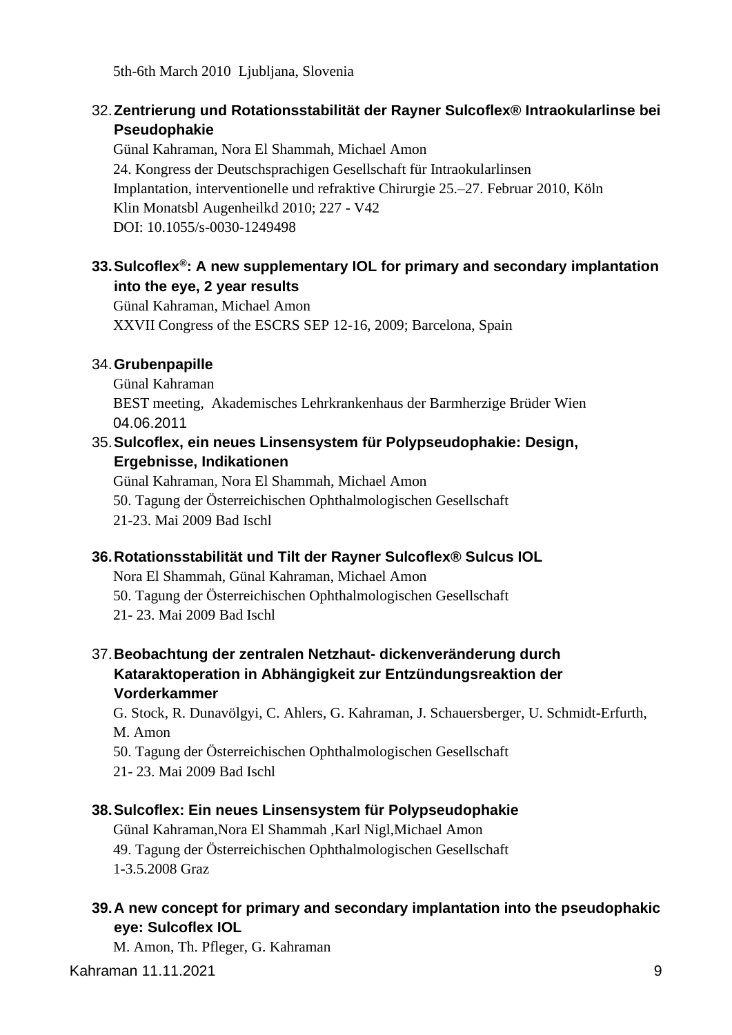5th-6th March 2010 Ljubljana, Slovenia

32. **Zentrierung und Rotationsstabilität der Rayner Sulcoflex® Intraokularlinse bei Pseudophakie**
    Günal Kahraman, Nora El Shammah, Michael Amon
    24. Kongress der Deutschsprachigen Gesellschaft für Intraokularlinsen Implantation, interventionelle und refraktive Chirurgie 25.–27. Februar 2010, Köln
    Klin Monatsbl Augenheilkd 2010; 227 - V42
    DOI: 10.1055/s-0030-1249498

33. **Sulcoflex®: A new supplementary IOL for primary and secondary implantation into the eye, 2 year results**
    Günal Kahraman, Michael Amon
    XXVII Congress of the ESCRS SEP 12-16, 2009; Barcelona, Spain

34. **Grubenpapille**
    Günal Kahraman
    BEST meeting, Akademisches Lehrkrankenhaus der Barmherzige Brüder Wien
    04.06.2011

35. **Sulcoflex, ein neues Linsensystem für Polypseudophakie: Design, Ergebnisse, Indikationen**
    Günal Kahraman, Nora El Shammah, Michael Amon
    50. Tagung der Österreichischen Ophthalmologischen Gesellschaft
    21-23. Mai 2009 Bad Ischl

36. **Rotationsstabilität und Tilt der Rayner Sulcoflex® Sulcus IOL**
    Nora El Shammah, Günal Kahraman, Michael Amon
    50. Tagung der Österreichischen Ophthalmologischen Gesellschaft
    21- 23. Mai 2009 Bad Ischl

37. **Beobachtung der zentralen Netzhaut- dickenveränderung durch Kataraktoperation in Abhängigkeit zur Entzündungsreaktion der Vorderkammer**
    G. Stock, R. Dunavölgyi, C. Ahlers, G. Kahraman, J. Schauersberger, U. Schmidt-Erfurth, M. Amon
    50. Tagung der Österreichischen Ophthalmologischen Gesellschaft
    21- 23. Mai 2009 Bad Ischl

38. **Sulcoflex: Ein neues Linsensystem für Polypseudophakie**
    Günal Kahraman,Nora El Shammah ,Karl Nigl,Michael Amon
    49. Tagung der Österreichischen Ophthalmologischen Gesellschaft
    1-3.5.2008 Graz

39. **A new concept for primary and secondary implantation into the pseudophakic eye: Sulcoflex IOL**
    M. Amon, Th. Pfleger, G. Kahraman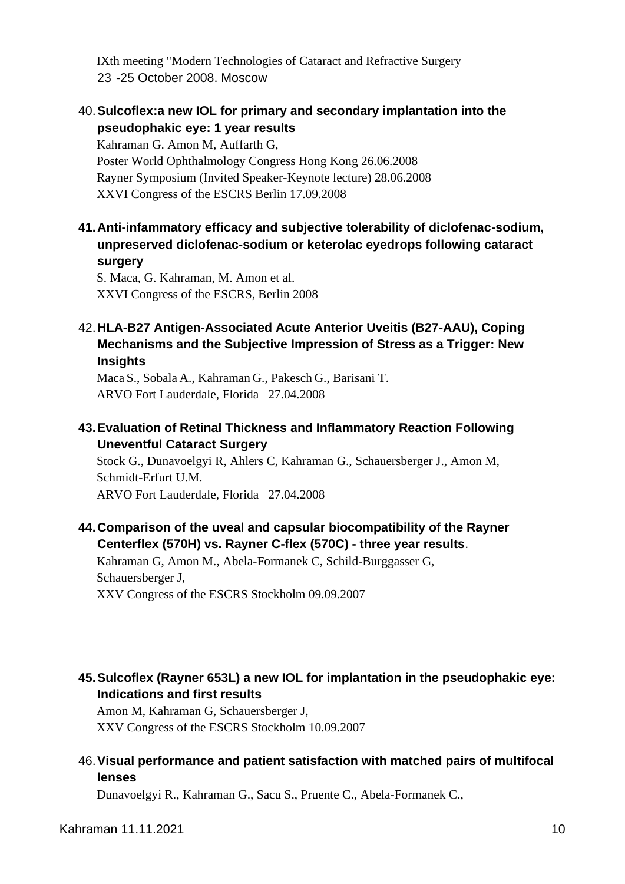IXth meeting "Modern Technologies of Cataract and Refractive Surgery
23 -25 October 2008. Moscow

40. **Sulcoflex:a new IOL for primary and secondary implantation into the pseudophakic eye: 1 year results**
    Kahraman G. Amon M, Auffarth G,
    Poster World Ophthalmology Congress Hong Kong 26.06.2008
    Rayner Symposium (Invited Speaker-Keynote lecture) 28.06.2008
    XXVI Congress of the ESCRS Berlin 17.09.2008

41. **Anti-infammatory efficacy and subjective tolerability of diclofenac-sodium, unpreserved diclofenac-sodium or keterolac eyedrops following cataract surgery**
    S. Maca, G. Kahraman, M. Amon et al.
    XXVI Congress of the ESCRS, Berlin 2008

42. **HLA-B27 Antigen-Associated Acute Anterior Uveitis (B27-AAU), Coping Mechanisms and the Subjective Impression of Stress as a Trigger: New Insights**
    Maca S., Sobala A., Kahraman G., Pakesch G., Barisani T.
    ARVO Fort Lauderdale, Florida 27.04.2008

43. **Evaluation of Retinal Thickness and Inflammatory Reaction Following Uneventful Cataract Surgery**
    Stock G., Dunavoelgyi R, Ahlers C, Kahraman G., Schauersberger J., Amon M, Schmidt-Erfurt U.M.
    ARVO Fort Lauderdale, Florida 27.04.2008

44. **Comparison of the uveal and capsular biocompatibility of the Rayner Centerflex (570H) vs. Rayner C-flex (570C) - three year results**.
    Kahraman G, Amon M., Abela-Formanek C, Schild-Burggasser G, Schauersberger J,
    XXV Congress of the ESCRS Stockholm 09.09.2007

45. **Sulcoflex (Rayner 653L) a new IOL for implantation in the pseudophakic eye: Indications and first results**
    Amon M, Kahraman G, Schauersberger J,
    XXV Congress of the ESCRS Stockholm 10.09.2007

46. **Visual performance and patient satisfaction with matched pairs of multifocal lenses**
    Dunavoelgyi R., Kahraman G., Sacu S., Pruente C., Abela-Formanek C.,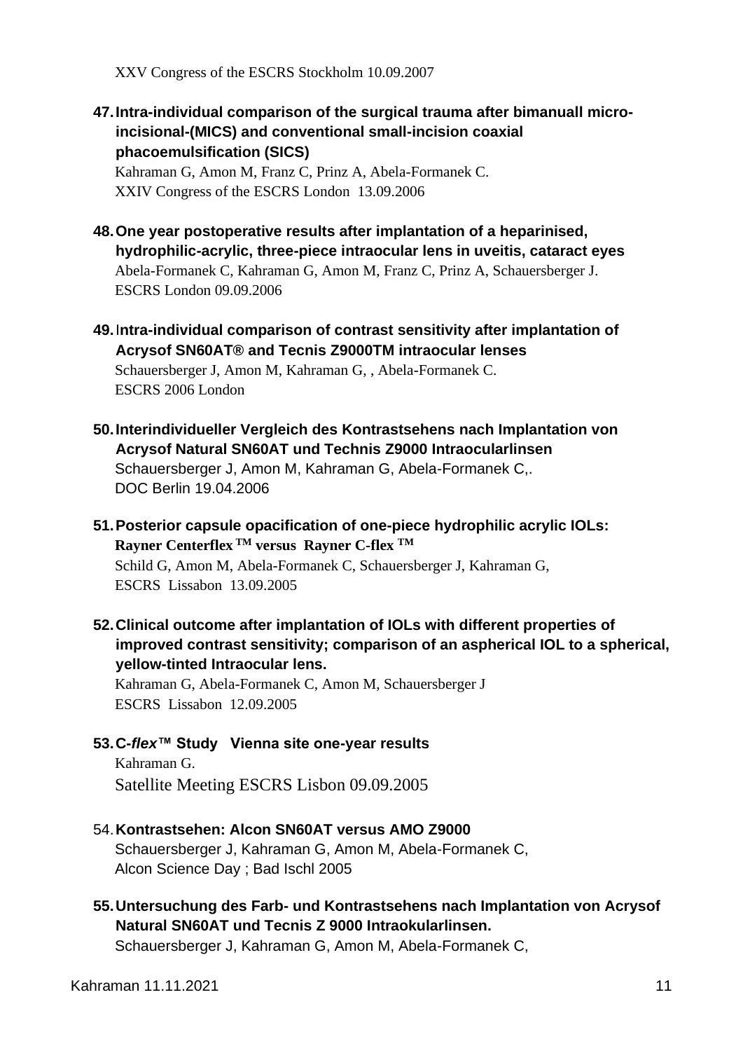XXV Congress of the ESCRS Stockholm 10.09.2007

47. **Intra-individual comparison of the surgical trauma after bimanuall micro-incisional-(MICS) and conventional small-incision coaxial phacoemulsification (SICS)**
    Kahraman G, Amon M, Franz C, Prinz A, Abela-Formanek C.
    XXIV Congress of the ESCRS London 13.09.2006

48. **One year postoperative results after implantation of a heparinised, hydrophilic-acrylic, three-piece intraocular lens in uveitis, cataract eyes**
    Abela-Formanek C, Kahraman G, Amon M, Franz C, Prinz A, Schauersberger J.
    ESCRS London 09.09.2006

49. I**ntra-individual comparison of contrast sensitivity after implantation of Acrysof SN60AT® and Tecnis Z9000TM intraocular lenses**
    Schauersberger J, Amon M, Kahraman G, , Abela-Formanek C.
    ESCRS 2006 London

50. **Interindividueller Vergleich des Kontrastsehens nach Implantation von Acrysof Natural SN60AT und Technis Z9000 Intraocularlinsen**
    Schauersberger J, Amon M, Kahraman G, Abela-Formanek C,.
    DOC Berlin 19.04.2006

51. **Posterior capsule opacification of one-piece hydrophilic acrylic IOLs: Rayner Centerflex ™ versus Rayner C-flex ™**
    Schild G, Amon M, Abela-Formanek C, Schauersberger J, Kahraman G,
    ESCRS Lissabon 13.09.2005

52. **Clinical outcome after implantation of IOLs with different properties of improved contrast sensitivity; comparison of an aspherical IOL to a spherical, yellow-tinted Intraocular lens.**
    Kahraman G, Abela-Formanek C, Amon M, Schauersberger J
    ESCRS Lissabon 12.09.2005

53. **C-*flex*™ Study Vienna site one-year results**
    Kahraman G.
    Satellite Meeting ESCRS Lisbon 09.09.2005

54. **Kontrastsehen: Alcon SN60AT versus AMO Z9000**
    Schauersberger J, Kahraman G, Amon M, Abela-Formanek C,
    Alcon Science Day ; Bad Ischl 2005

55. **Untersuchung des Farb- und Kontrastsehens nach Implantation von Acrysof Natural SN60AT und Tecnis Z 9000 Intraokularlinsen.**
    Schauersberger J, Kahraman G, Amon M, Abela-Formanek C,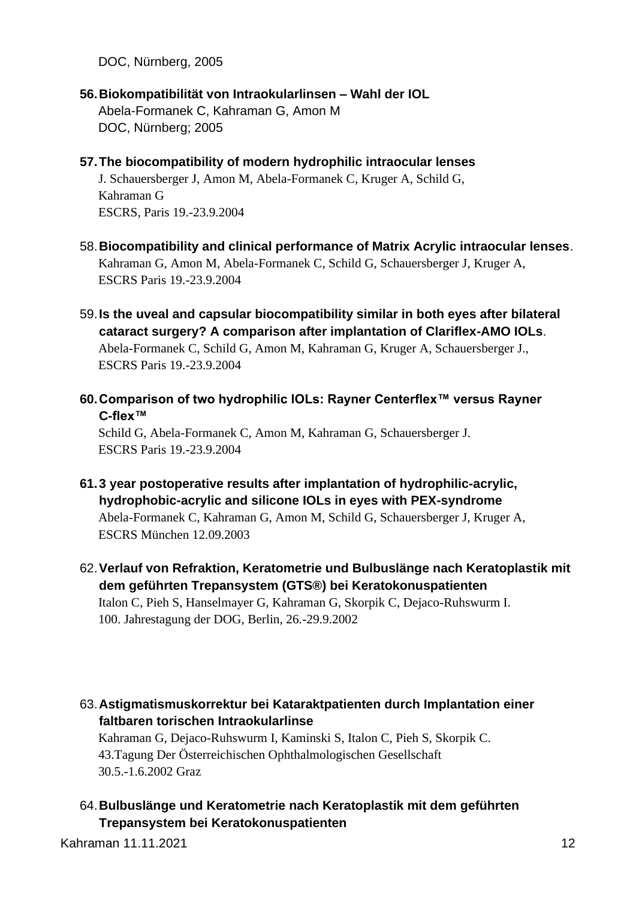DOC, Nürnberg, 2005

56. **Biokompatibilität von Intraokularlinsen – Wahl der IOL**
    Abela-Formanek C, Kahraman G, Amon M
    DOC, Nürnberg; 2005

57. **The biocompatibility of modern hydrophilic intraocular lenses**
    J. Schauersberger J, Amon M, Abela-Formanek C, Kruger A, Schild G, Kahraman G
    ESCRS, Paris 19.-23.9.2004

58. **Biocompatibility and clinical performance of Matrix Acrylic intraocular lenses**.
    Kahraman G, Amon M, Abela-Formanek C, Schild G, Schauersberger J, Kruger A,
    ESCRS Paris 19.-23.9.2004

59. **Is the uveal and capsular biocompatibility similar in both eyes after bilateral cataract surgery? A comparison after implantation of Clariflex-AMO IOLs**.
    Abela-Formanek C, Schild G, Amon M, Kahraman G, Kruger A, Schauersberger J.,
    ESCRS Paris 19.-23.9.2004

60. **Comparison of two hydrophilic IOLs: Rayner Centerflex™ versus Rayner C-flex™**
    Schild G, Abela-Formanek C, Amon M, Kahraman G, Schauersberger J.
    ESCRS Paris 19.-23.9.2004

61. **3 year postoperative results after implantation of hydrophilic-acrylic, hydrophobic-acrylic and silicone IOLs in eyes with PEX-syndrome**
    Abela-Formanek C, Kahraman G, Amon M, Schild G, Schauersberger J, Kruger A,
    ESCRS München 12.09.2003

62. **Verlauf von Refraktion, Keratometrie und Bulbuslänge nach Keratoplastik mit dem geführten Trepansystem (GTS®) bei Keratokonuspatienten**
    Italon C, Pieh S, Hanselmayer G, Kahraman G, Skorpik C, Dejaco-Ruhswurm I.
    100. Jahrestagung der DOG, Berlin, 26.-29.9.2002

63. **Astigmatismuskorrektur bei Kataraktpatienten durch Implantation einer faltbaren torischen Intraokularlinse**
    Kahraman G, Dejaco-Ruhswurm I, Kaminski S, Italon C, Pieh S, Skorpik C.
    43.Tagung Der Österreichischen Ophthalmologischen Gesellschaft
    30.5.-1.6.2002 Graz

64. **Bulbuslänge und Keratometrie nach Keratoplastik mit dem geführten Trepansystem bei Keratokonuspatienten**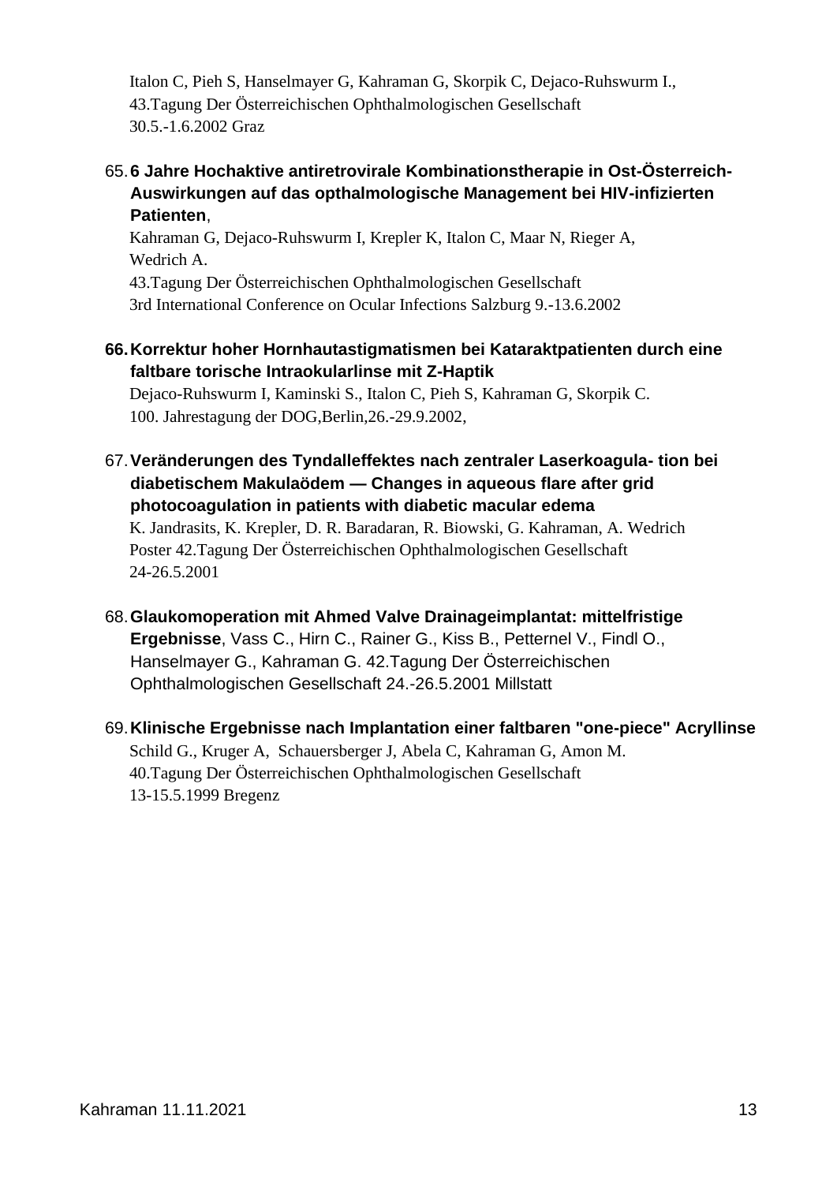Italon C, Pieh S, Hanselmayer G, Kahraman G, Skorpik C, Dejaco-Ruhswurm I.,
43.Tagung Der Österreichischen Ophthalmologischen Gesellschaft
30.5.-1.6.2002 Graz

65. **6 Jahre Hochaktive antiretrovirale Kombinationstherapie in Ost-Österreich-Auswirkungen auf das opthalmologische Management bei HIV-infizierten Patienten**,
Kahraman G, Dejaco-Ruhswurm I, Krepler K, Italon C, Maar N, Rieger A, Wedrich A.
43.Tagung Der Österreichischen Ophthalmologischen Gesellschaft
3rd International Conference on Ocular Infections Salzburg 9.-13.6.2002

66. **Korrektur hoher Hornhautastigmatismen bei Kataraktpatienten durch eine faltbare torische Intraokularlinse mit Z-Haptik**
Dejaco-Ruhswurm I, Kaminski S., Italon C, Pieh S, Kahraman G, Skorpik C.
100. Jahrestagung der DOG,Berlin,26.-29.9.2002,

67. **Veränderungen des Tyndalleffektes nach zentraler Laserkoagula- tion bei diabetischem Makulaödem — Changes in aqueous flare after grid photocoagulation in patients with diabetic macular edema**
K. Jandrasits, K. Krepler, D. R. Baradaran, R. Biowski, G. Kahraman, A. Wedrich
Poster 42.Tagung Der Österreichischen Ophthalmologischen Gesellschaft
24-26.5.2001

68. **Glaukomoperation mit Ahmed Valve Drainageimplantat: mittelfristige Ergebnisse**, Vass C., Hirn C., Rainer G., Kiss B., Petternel V., Findl O., Hanselmayer G., Kahraman G. 42.Tagung Der Österreichischen Ophthalmologischen Gesellschaft 24.-26.5.2001 Millstatt

69. **Klinische Ergebnisse nach Implantation einer faltbaren "one-piece" Acryllinse**
Schild G., Kruger A, Schauersberger J, Abela C, Kahraman G, Amon M.
40.Tagung Der Österreichischen Ophthalmologischen Gesellschaft
13-15.5.1999 Bregenz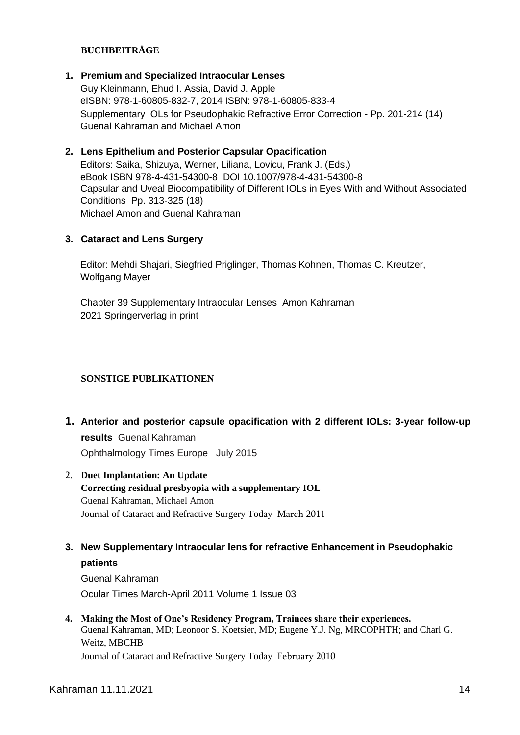## BUCHBEITRÄGE

1. **Premium and Specialized Intraocular Lenses**
   Guy Kleinmann, Ehud I. Assia, David J. Apple
   eISBN: 978-1-60805-832-7, 2014 ISBN: 978-1-60805-833-4
   Supplementary IOLs for Pseudophakic Refractive Error Correction - Pp. 201-214 (14)
   Guenal Kahraman and Michael Amon

2. **Lens Epithelium and Posterior Capsular Opacification**
   Editors: Saika, Shizuya, Werner, Liliana, Lovicu, Frank J. (Eds.)
   eBook ISBN 978-4-431-54300-8 DOI 10.1007/978-4-431-54300-8
   Capsular and Uveal Biocompatibility of Different IOLs in Eyes With and Without Associated Conditions Pp. 313-325 (18)
   Michael Amon and Guenal Kahraman

3. **Cataract and Lens Surgery**

   Editor: Mehdi Shajari, Siegfried Priglinger, Thomas Kohnen, Thomas C. Kreutzer, Wolfgang Mayer

   Chapter 39 Supplementary Intraocular Lenses Amon Kahraman
   2021 Springerverlag in print

## SONSTIGE PUBLIKATIONEN

1. **Anterior and posterior capsule opacification with 2 different IOLs: 3-year follow-up results** Guenal Kahraman
   Ophthalmology Times Europe July 2015

2. **Duet Implantation: An Update**
   **Correcting residual presbyopia with a supplementary IOL**
   Guenal Kahraman, Michael Amon
   Journal of Cataract and Refractive Surgery Today March 2011

3. **New Supplementary Intraocular lens for refractive Enhancement in Pseudophakic patients**
   Guenal Kahraman
   Ocular Times March-April 2011 Volume 1 Issue 03

4. **Making the Most of One's Residency Program, Trainees share their experiences.**
   Guenal Kahraman, MD; Leonoor S. Koetsier, MD; Eugene Y.J. Ng, MRCOPHTH; and Charl G. Weitz, MBCHB
   Journal of Cataract and Refractive Surgery Today February 2010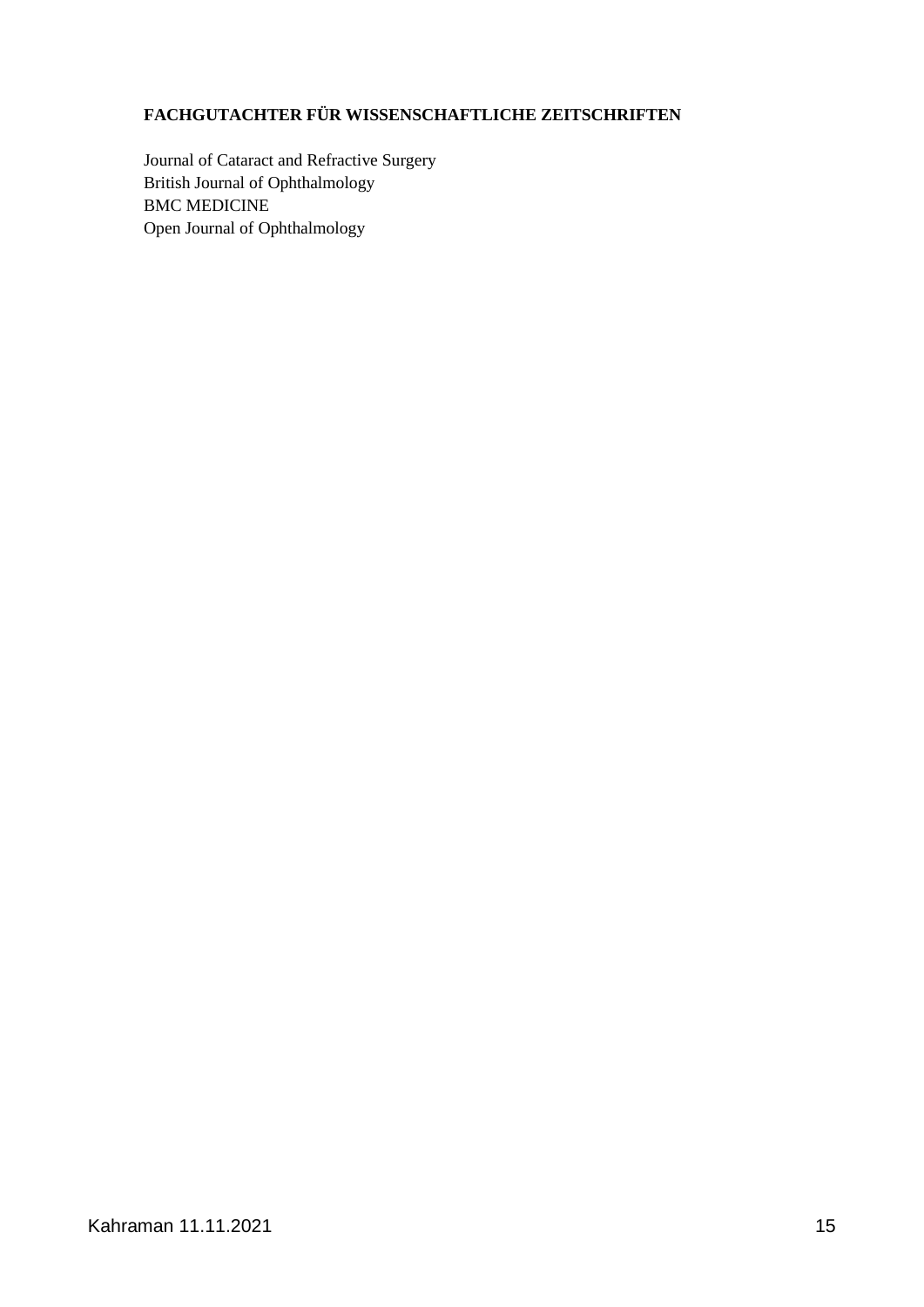**FACHGUTACHTER FÜR WISSENSCHAFTLICHE ZEITSCHRIFTEN**

Journal of Cataract and Refractive Surgery
British Journal of Ophthalmology
BMC MEDICINE
Open Journal of Ophthalmology